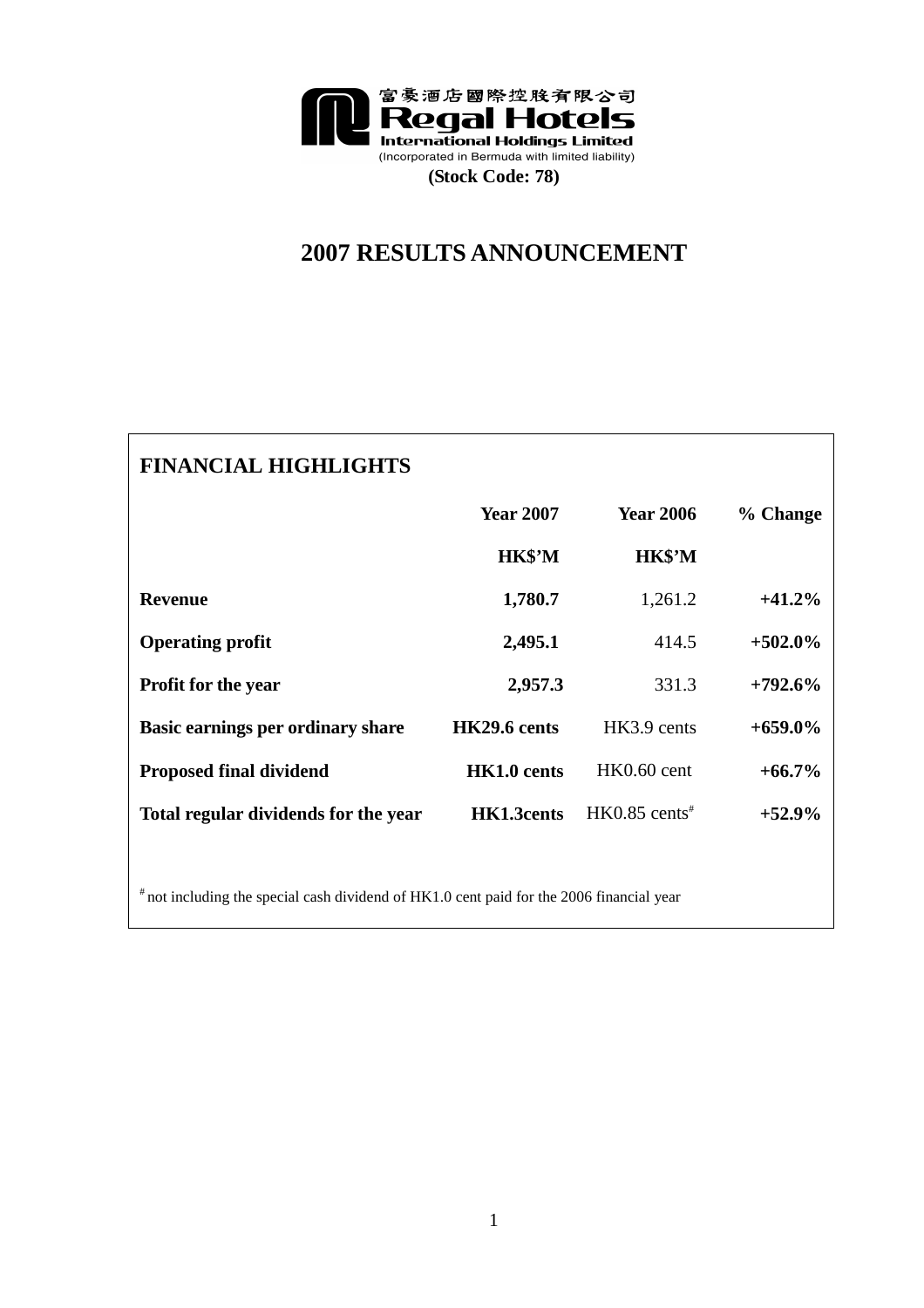富豪酒店國際控股有限公司

**Regal Hotels International Holdings Limited**

(Incorporated in Bermuda with limited liability)

**(Stock Code: 78)**

# 2007 RESULTS ANNOUNCEMENT

## FINANCIAL HIGHLIGHTS

| | Year 2007 | Year 2006 | % Change |
|---|---|---|---|
| | HK$'M | HK$'M | |
| **Revenue** | **1,780.7** | 1,261.2 | **+41.2%** |
| **Operating profit** | **2,495.1** | 414.5 | **+502.0%** |
| **Profit for the year** | **2,957.3** | 331.3 | **+792.6%** |
| **Basic earnings per ordinary share** | **HK29.6 cents** | HK3.9 cents | **+659.0%** |
| **Proposed final dividend** | **HK1.0 cents** | HK0.60 cent | **+66.7%** |
| **Total regular dividends for the year** | **HK1.3cents** | HK0.85 cents# | **+52.9%** |

# not including the special cash dividend of HK1.0 cent paid for the 2006 financial year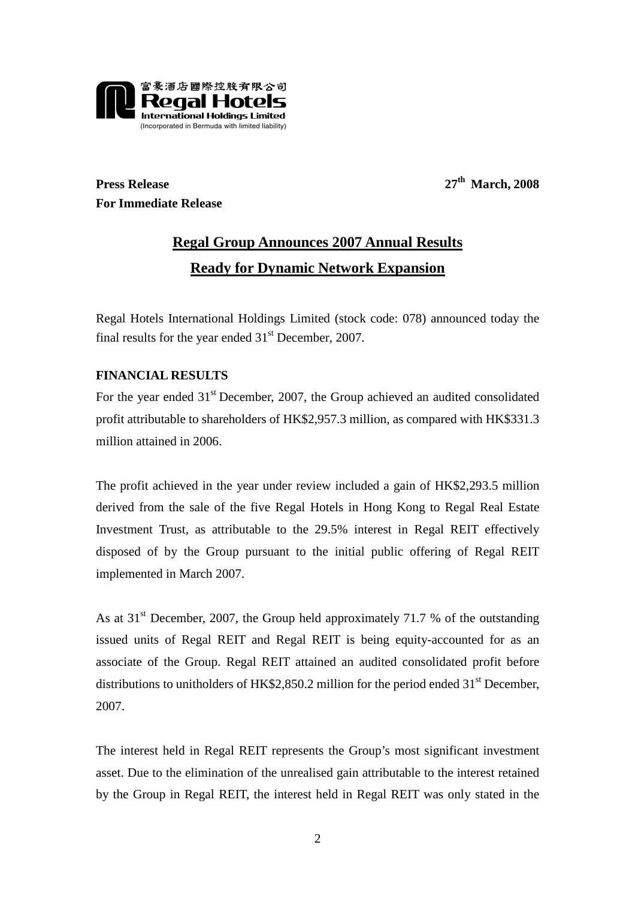富豪酒店國際控股有限公司
**Regal Hotels International Holdings Limited**
(Incorporated in Bermuda with limited liability)

**Press Release** **27th March, 2008**
**For Immediate Release**

## Regal Group Announces 2007 Annual Results
## Ready for Dynamic Network Expansion

Regal Hotels International Holdings Limited (stock code: 078) announced today the final results for the year ended 31st December, 2007.

**FINANCIAL RESULTS**

For the year ended 31st December, 2007, the Group achieved an audited consolidated profit attributable to shareholders of HK$2,957.3 million, as compared with HK$331.3 million attained in 2006.

The profit achieved in the year under review included a gain of HK$2,293.5 million derived from the sale of the five Regal Hotels in Hong Kong to Regal Real Estate Investment Trust, as attributable to the 29.5% interest in Regal REIT effectively disposed of by the Group pursuant to the initial public offering of Regal REIT implemented in March 2007.

As at 31st December, 2007, the Group held approximately 71.7 % of the outstanding issued units of Regal REIT and Regal REIT is being equity-accounted for as an associate of the Group. Regal REIT attained an audited consolidated profit before distributions to unitholders of HK$2,850.2 million for the period ended 31st December, 2007.

The interest held in Regal REIT represents the Group's most significant investment asset. Due to the elimination of the unrealised gain attributable to the interest retained by the Group in Regal REIT, the interest held in Regal REIT was only stated in the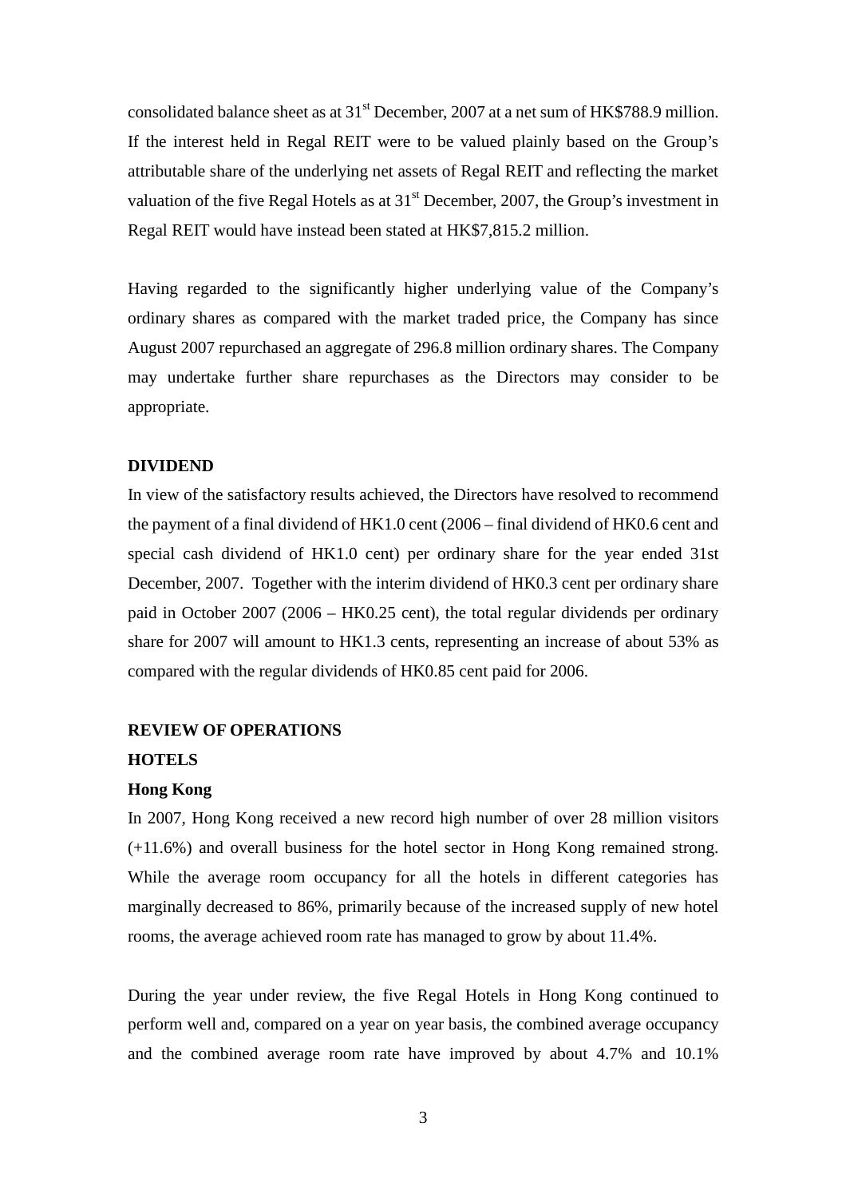consolidated balance sheet as at 31st December, 2007 at a net sum of HK$788.9 million. If the interest held in Regal REIT were to be valued plainly based on the Group's attributable share of the underlying net assets of Regal REIT and reflecting the market valuation of the five Regal Hotels as at 31st December, 2007, the Group's investment in Regal REIT would have instead been stated at HK$7,815.2 million.

Having regarded to the significantly higher underlying value of the Company's ordinary shares as compared with the market traded price, the Company has since August 2007 repurchased an aggregate of 296.8 million ordinary shares. The Company may undertake further share repurchases as the Directors may consider to be appropriate.

**DIVIDEND**

In view of the satisfactory results achieved, the Directors have resolved to recommend the payment of a final dividend of HK1.0 cent (2006 – final dividend of HK0.6 cent and special cash dividend of HK1.0 cent) per ordinary share for the year ended 31st December, 2007. Together with the interim dividend of HK0.3 cent per ordinary share paid in October 2007 (2006 – HK0.25 cent), the total regular dividends per ordinary share for 2007 will amount to HK1.3 cents, representing an increase of about 53% as compared with the regular dividends of HK0.85 cent paid for 2006.

**REVIEW OF OPERATIONS**

**HOTELS**

**Hong Kong**

In 2007, Hong Kong received a new record high number of over 28 million visitors (+11.6%) and overall business for the hotel sector in Hong Kong remained strong. While the average room occupancy for all the hotels in different categories has marginally decreased to 86%, primarily because of the increased supply of new hotel rooms, the average achieved room rate has managed to grow by about 11.4%.

During the year under review, the five Regal Hotels in Hong Kong continued to perform well and, compared on a year on year basis, the combined average occupancy and the combined average room rate have improved by about 4.7% and 10.1%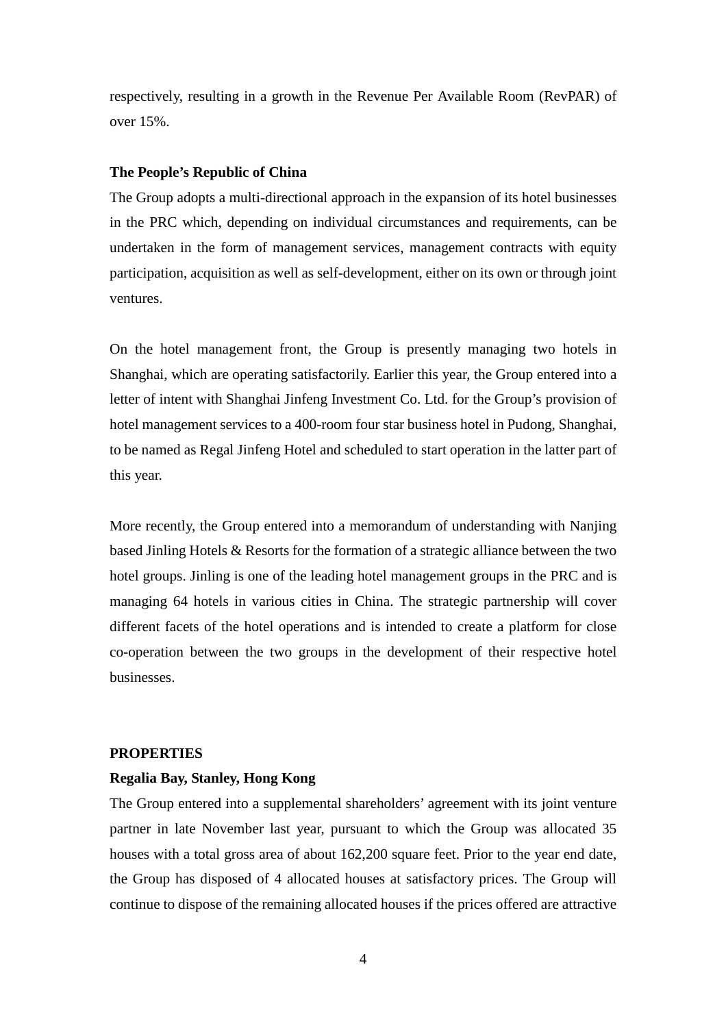respectively, resulting in a growth in the Revenue Per Available Room (RevPAR) of over 15%.

**The People's Republic of China**

The Group adopts a multi-directional approach in the expansion of its hotel businesses in the PRC which, depending on individual circumstances and requirements, can be undertaken in the form of management services, management contracts with equity participation, acquisition as well as self-development, either on its own or through joint ventures.

On the hotel management front, the Group is presently managing two hotels in Shanghai, which are operating satisfactorily. Earlier this year, the Group entered into a letter of intent with Shanghai Jinfeng Investment Co. Ltd. for the Group's provision of hotel management services to a 400-room four star business hotel in Pudong, Shanghai, to be named as Regal Jinfeng Hotel and scheduled to start operation in the latter part of this year.

More recently, the Group entered into a memorandum of understanding with Nanjing based Jinling Hotels & Resorts for the formation of a strategic alliance between the two hotel groups. Jinling is one of the leading hotel management groups in the PRC and is managing 64 hotels in various cities in China. The strategic partnership will cover different facets of the hotel operations and is intended to create a platform for close co-operation between the two groups in the development of their respective hotel businesses.

## PROPERTIES

**Regalia Bay, Stanley, Hong Kong**

The Group entered into a supplemental shareholders' agreement with its joint venture partner in late November last year, pursuant to which the Group was allocated 35 houses with a total gross area of about 162,200 square feet. Prior to the year end date, the Group has disposed of 4 allocated houses at satisfactory prices. The Group will continue to dispose of the remaining allocated houses if the prices offered are attractive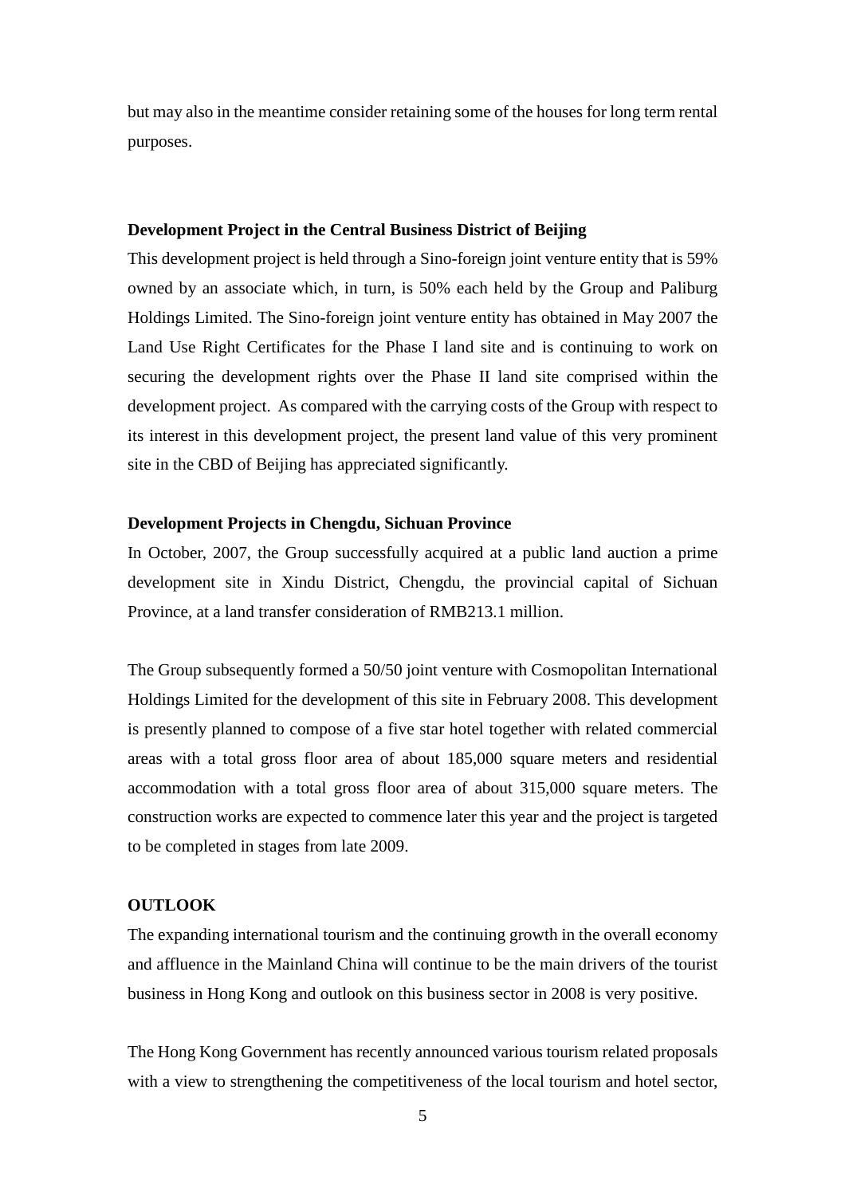but may also in the meantime consider retaining some of the houses for long term rental purposes.

**Development Project in the Central Business District of Beijing**

This development project is held through a Sino-foreign joint venture entity that is 59% owned by an associate which, in turn, is 50% each held by the Group and Paliburg Holdings Limited. The Sino-foreign joint venture entity has obtained in May 2007 the Land Use Right Certificates for the Phase I land site and is continuing to work on securing the development rights over the Phase II land site comprised within the development project. As compared with the carrying costs of the Group with respect to its interest in this development project, the present land value of this very prominent site in the CBD of Beijing has appreciated significantly.

**Development Projects in Chengdu, Sichuan Province**

In October, 2007, the Group successfully acquired at a public land auction a prime development site in Xindu District, Chengdu, the provincial capital of Sichuan Province, at a land transfer consideration of RMB213.1 million.

The Group subsequently formed a 50/50 joint venture with Cosmopolitan International Holdings Limited for the development of this site in February 2008. This development is presently planned to compose of a five star hotel together with related commercial areas with a total gross floor area of about 185,000 square meters and residential accommodation with a total gross floor area of about 315,000 square meters. The construction works are expected to commence later this year and the project is targeted to be completed in stages from late 2009.

**OUTLOOK**

The expanding international tourism and the continuing growth in the overall economy and affluence in the Mainland China will continue to be the main drivers of the tourist business in Hong Kong and outlook on this business sector in 2008 is very positive.

The Hong Kong Government has recently announced various tourism related proposals with a view to strengthening the competitiveness of the local tourism and hotel sector,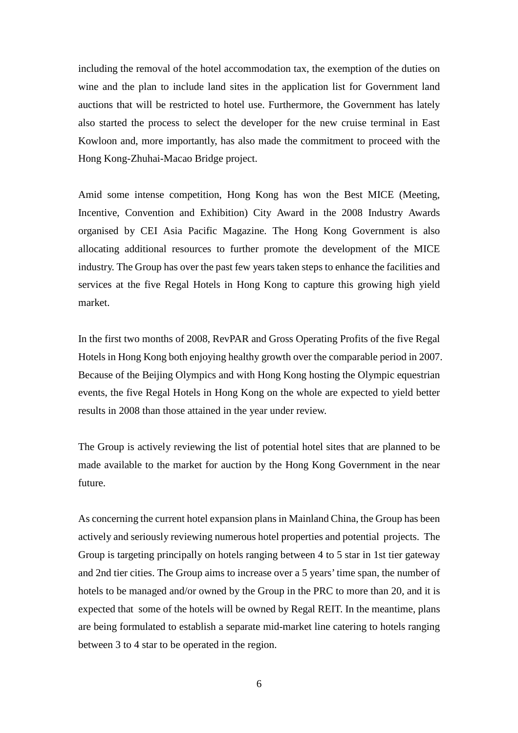including the removal of the hotel accommodation tax, the exemption of the duties on wine and the plan to include land sites in the application list for Government land auctions that will be restricted to hotel use. Furthermore, the Government has lately also started the process to select the developer for the new cruise terminal in East Kowloon and, more importantly, has also made the commitment to proceed with the Hong Kong-Zhuhai-Macao Bridge project.

Amid some intense competition, Hong Kong has won the Best MICE (Meeting, Incentive, Convention and Exhibition) City Award in the 2008 Industry Awards organised by CEI Asia Pacific Magazine. The Hong Kong Government is also allocating additional resources to further promote the development of the MICE industry. The Group has over the past few years taken steps to enhance the facilities and services at the five Regal Hotels in Hong Kong to capture this growing high yield market.

In the first two months of 2008, RevPAR and Gross Operating Profits of the five Regal Hotels in Hong Kong both enjoying healthy growth over the comparable period in 2007. Because of the Beijing Olympics and with Hong Kong hosting the Olympic equestrian events, the five Regal Hotels in Hong Kong on the whole are expected to yield better results in 2008 than those attained in the year under review.

The Group is actively reviewing the list of potential hotel sites that are planned to be made available to the market for auction by the Hong Kong Government in the near future.

As concerning the current hotel expansion plans in Mainland China, the Group has been actively and seriously reviewing numerous hotel properties and potential projects. The Group is targeting principally on hotels ranging between 4 to 5 star in 1st tier gateway and 2nd tier cities. The Group aims to increase over a 5 years' time span, the number of hotels to be managed and/or owned by the Group in the PRC to more than 20, and it is expected that some of the hotels will be owned by Regal REIT. In the meantime, plans are being formulated to establish a separate mid-market line catering to hotels ranging between 3 to 4 star to be operated in the region.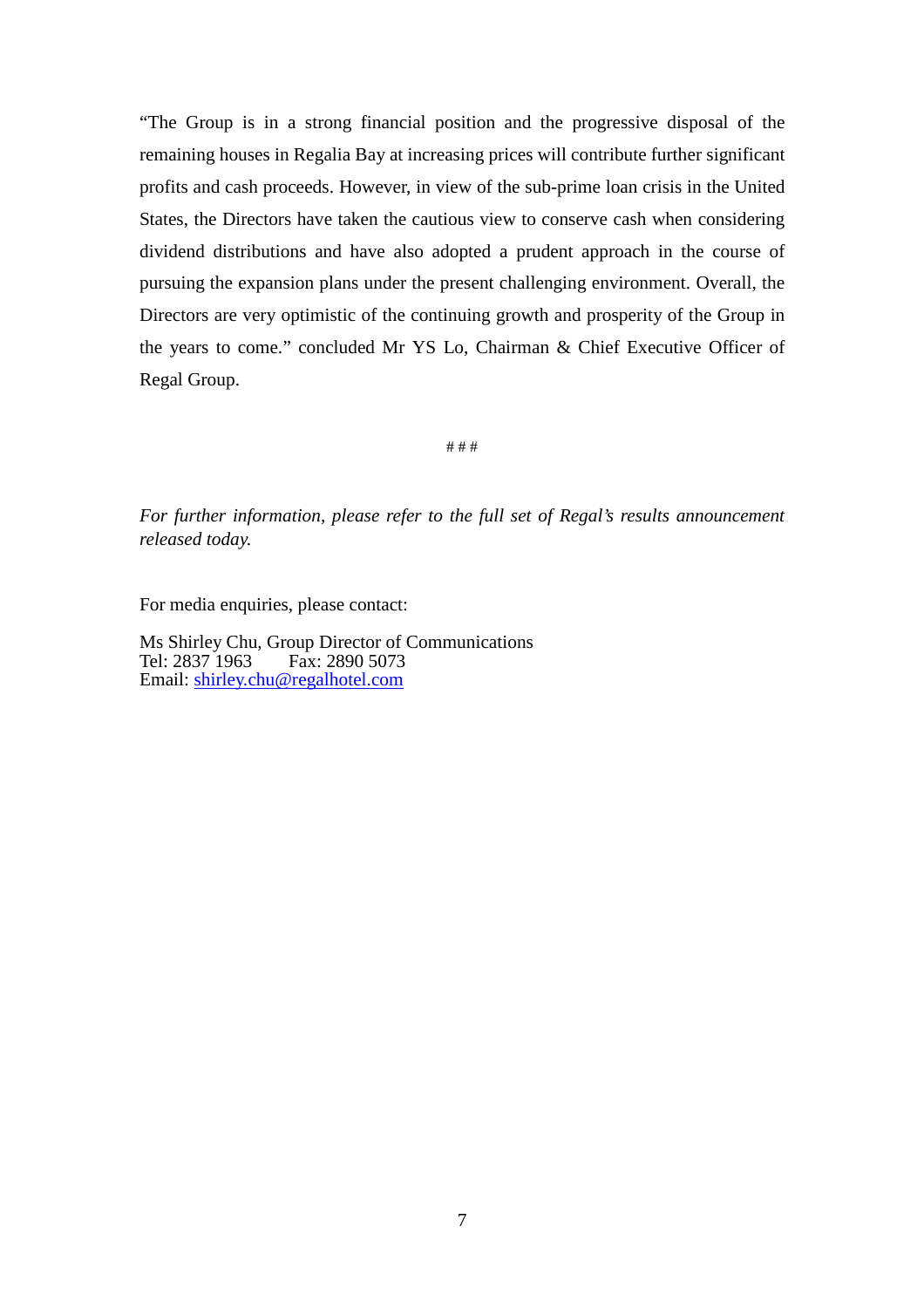"The Group is in a strong financial position and the progressive disposal of the remaining houses in Regalia Bay at increasing prices will contribute further significant profits and cash proceeds. However, in view of the sub-prime loan crisis in the United States, the Directors have taken the cautious view to conserve cash when considering dividend distributions and have also adopted a prudent approach in the course of pursuing the expansion plans under the present challenging environment. Overall, the Directors are very optimistic of the continuing growth and prosperity of the Group in the years to come." concluded Mr YS Lo, Chairman & Chief Executive Officer of Regal Group.

# # #

*For further information, please refer to the full set of Regal's results announcement released today.*

For media enquiries, please contact:

Ms Shirley Chu, Group Director of Communications
Tel: 2837 1963 Fax: 2890 5073
Email: shirley.chu@regalhotel.com